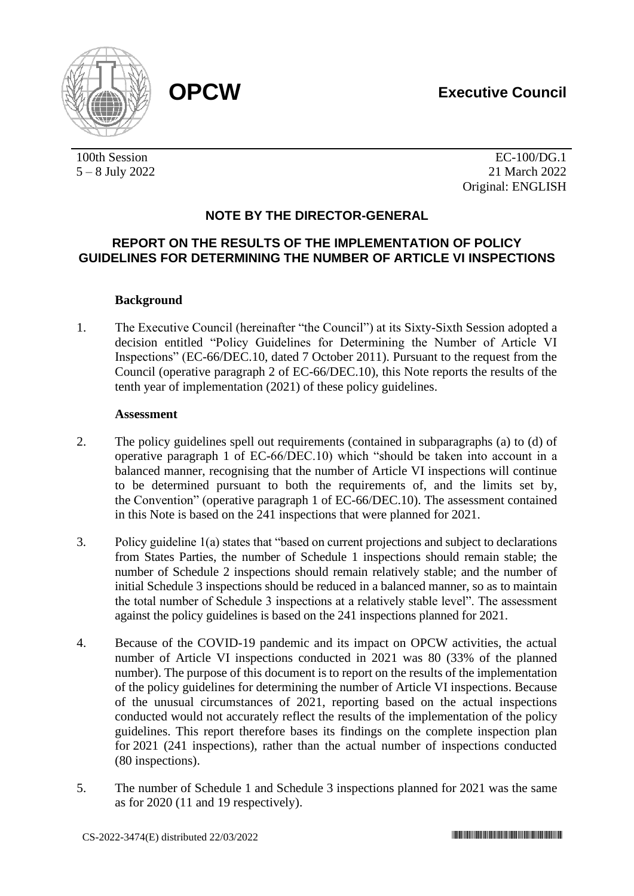**OPCW**

**Executive Council**

100th Session
5 – 8 July 2022

EC-100/DG.1
21 March 2022
Original: ENGLISH

## NOTE BY THE DIRECTOR-GENERAL

## REPORT ON THE RESULTS OF THE IMPLEMENTATION OF POLICY GUIDELINES FOR DETERMINING THE NUMBER OF ARTICLE VI INSPECTIONS

### Background

1. The Executive Council (hereinafter "the Council") at its Sixty-Sixth Session adopted a decision entitled "Policy Guidelines for Determining the Number of Article VI Inspections" (EC-66/DEC.10, dated 7 October 2011). Pursuant to the request from the Council (operative paragraph 2 of EC-66/DEC.10), this Note reports the results of the tenth year of implementation (2021) of these policy guidelines.

### Assessment

2. The policy guidelines spell out requirements (contained in subparagraphs (a) to (d) of operative paragraph 1 of EC-66/DEC.10) which "should be taken into account in a balanced manner, recognising that the number of Article VI inspections will continue to be determined pursuant to both the requirements of, and the limits set by, the Convention" (operative paragraph 1 of EC-66/DEC.10). The assessment contained in this Note is based on the 241 inspections that were planned for 2021.

3. Policy guideline 1(a) states that "based on current projections and subject to declarations from States Parties, the number of Schedule 1 inspections should remain stable; the number of Schedule 2 inspections should remain relatively stable; and the number of initial Schedule 3 inspections should be reduced in a balanced manner, so as to maintain the total number of Schedule 3 inspections at a relatively stable level". The assessment against the policy guidelines is based on the 241 inspections planned for 2021.

4. Because of the COVID-19 pandemic and its impact on OPCW activities, the actual number of Article VI inspections conducted in 2021 was 80 (33% of the planned number). The purpose of this document is to report on the results of the implementation of the policy guidelines for determining the number of Article VI inspections. Because of the unusual circumstances of 2021, reporting based on the actual inspections conducted would not accurately reflect the results of the implementation of the policy guidelines. This report therefore bases its findings on the complete inspection plan for 2021 (241 inspections), rather than the actual number of inspections conducted (80 inspections).

5. The number of Schedule 1 and Schedule 3 inspections planned for 2021 was the same as for 2020 (11 and 19 respectively).

CS-2022-3474(E) distributed 22/03/2022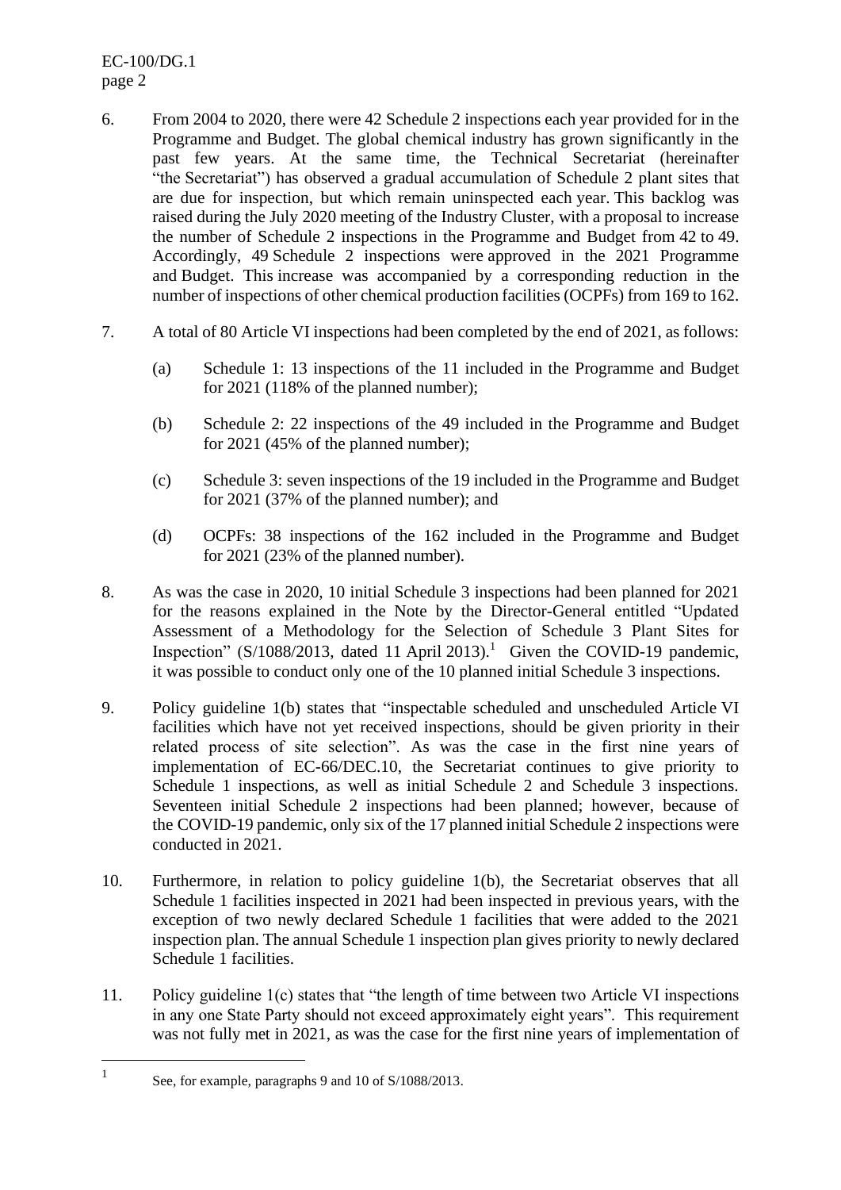6. From 2004 to 2020, there were 42 Schedule 2 inspections each year provided for in the Programme and Budget. The global chemical industry has grown significantly in the past few years. At the same time, the Technical Secretariat (hereinafter "the Secretariat") has observed a gradual accumulation of Schedule 2 plant sites that are due for inspection, but which remain uninspected each year. This backlog was raised during the July 2020 meeting of the Industry Cluster, with a proposal to increase the number of Schedule 2 inspections in the Programme and Budget from 42 to 49. Accordingly, 49 Schedule 2 inspections were approved in the 2021 Programme and Budget. This increase was accompanied by a corresponding reduction in the number of inspections of other chemical production facilities (OCPFs) from 169 to 162.

7. A total of 80 Article VI inspections had been completed by the end of 2021, as follows:

   (a) Schedule 1: 13 inspections of the 11 included in the Programme and Budget for 2021 (118% of the planned number);

   (b) Schedule 2: 22 inspections of the 49 included in the Programme and Budget for 2021 (45% of the planned number);

   (c) Schedule 3: seven inspections of the 19 included in the Programme and Budget for 2021 (37% of the planned number); and

   (d) OCPFs: 38 inspections of the 162 included in the Programme and Budget for 2021 (23% of the planned number).

8. As was the case in 2020, 10 initial Schedule 3 inspections had been planned for 2021 for the reasons explained in the Note by the Director-General entitled "Updated Assessment of a Methodology for the Selection of Schedule 3 Plant Sites for Inspection" (S/1088/2013, dated 11 April 2013).[1] Given the COVID-19 pandemic, it was possible to conduct only one of the 10 planned initial Schedule 3 inspections.

9. Policy guideline 1(b) states that "inspectable scheduled and unscheduled Article VI facilities which have not yet received inspections, should be given priority in their related process of site selection". As was the case in the first nine years of implementation of EC-66/DEC.10, the Secretariat continues to give priority to Schedule 1 inspections, as well as initial Schedule 2 and Schedule 3 inspections. Seventeen initial Schedule 2 inspections had been planned; however, because of the COVID-19 pandemic, only six of the 17 planned initial Schedule 2 inspections were conducted in 2021.

10. Furthermore, in relation to policy guideline 1(b), the Secretariat observes that all Schedule 1 facilities inspected in 2021 had been inspected in previous years, with the exception of two newly declared Schedule 1 facilities that were added to the 2021 inspection plan. The annual Schedule 1 inspection plan gives priority to newly declared Schedule 1 facilities.

11. Policy guideline 1(c) states that "the length of time between two Article VI inspections in any one State Party should not exceed approximately eight years". This requirement was not fully met in 2021, as was the case for the first nine years of implementation of

---

[1] See, for example, paragraphs 9 and 10 of S/1088/2013.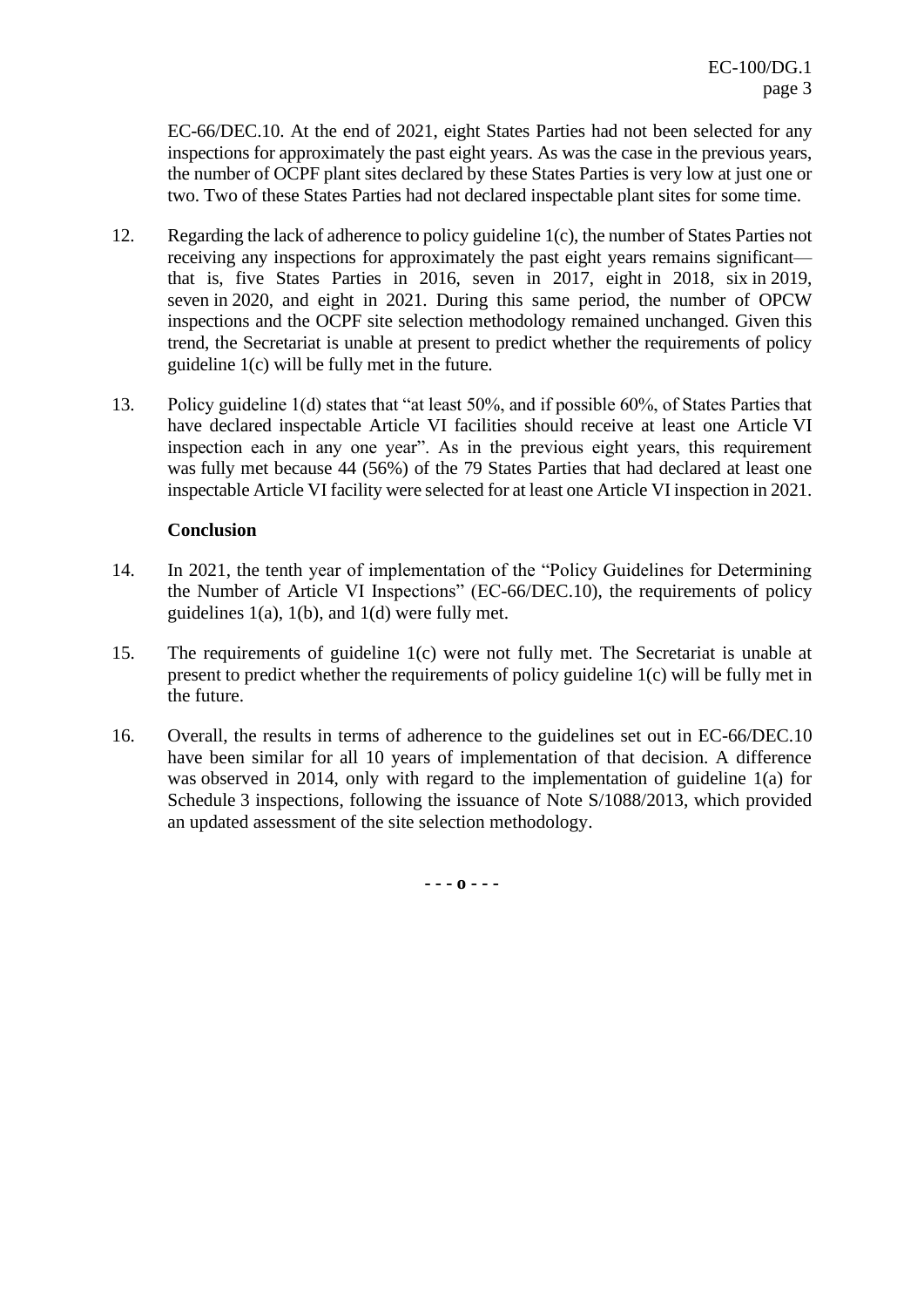EC-66/DEC.10. At the end of 2021, eight States Parties had not been selected for any inspections for approximately the past eight years. As was the case in the previous years, the number of OCPF plant sites declared by these States Parties is very low at just one or two. Two of these States Parties had not declared inspectable plant sites for some time.

12. Regarding the lack of adherence to policy guideline 1(c), the number of States Parties not receiving any inspections for approximately the past eight years remains significant—that is, five States Parties in 2016, seven in 2017, eight in 2018, six in 2019, seven in 2020, and eight in 2021. During this same period, the number of OPCW inspections and the OCPF site selection methodology remained unchanged. Given this trend, the Secretariat is unable at present to predict whether the requirements of policy guideline 1(c) will be fully met in the future.

13. Policy guideline 1(d) states that "at least 50%, and if possible 60%, of States Parties that have declared inspectable Article VI facilities should receive at least one Article VI inspection each in any one year". As in the previous eight years, this requirement was fully met because 44 (56%) of the 79 States Parties that had declared at least one inspectable Article VI facility were selected for at least one Article VI inspection in 2021.

**Conclusion**

14. In 2021, the tenth year of implementation of the "Policy Guidelines for Determining the Number of Article VI Inspections" (EC-66/DEC.10), the requirements of policy guidelines 1(a), 1(b), and 1(d) were fully met.

15. The requirements of guideline 1(c) were not fully met. The Secretariat is unable at present to predict whether the requirements of policy guideline 1(c) will be fully met in the future.

16. Overall, the results in terms of adherence to the guidelines set out in EC-66/DEC.10 have been similar for all 10 years of implementation of that decision. A difference was observed in 2014, only with regard to the implementation of guideline 1(a) for Schedule 3 inspections, following the issuance of Note S/1088/2013, which provided an updated assessment of the site selection methodology.

**- - - o - - -**